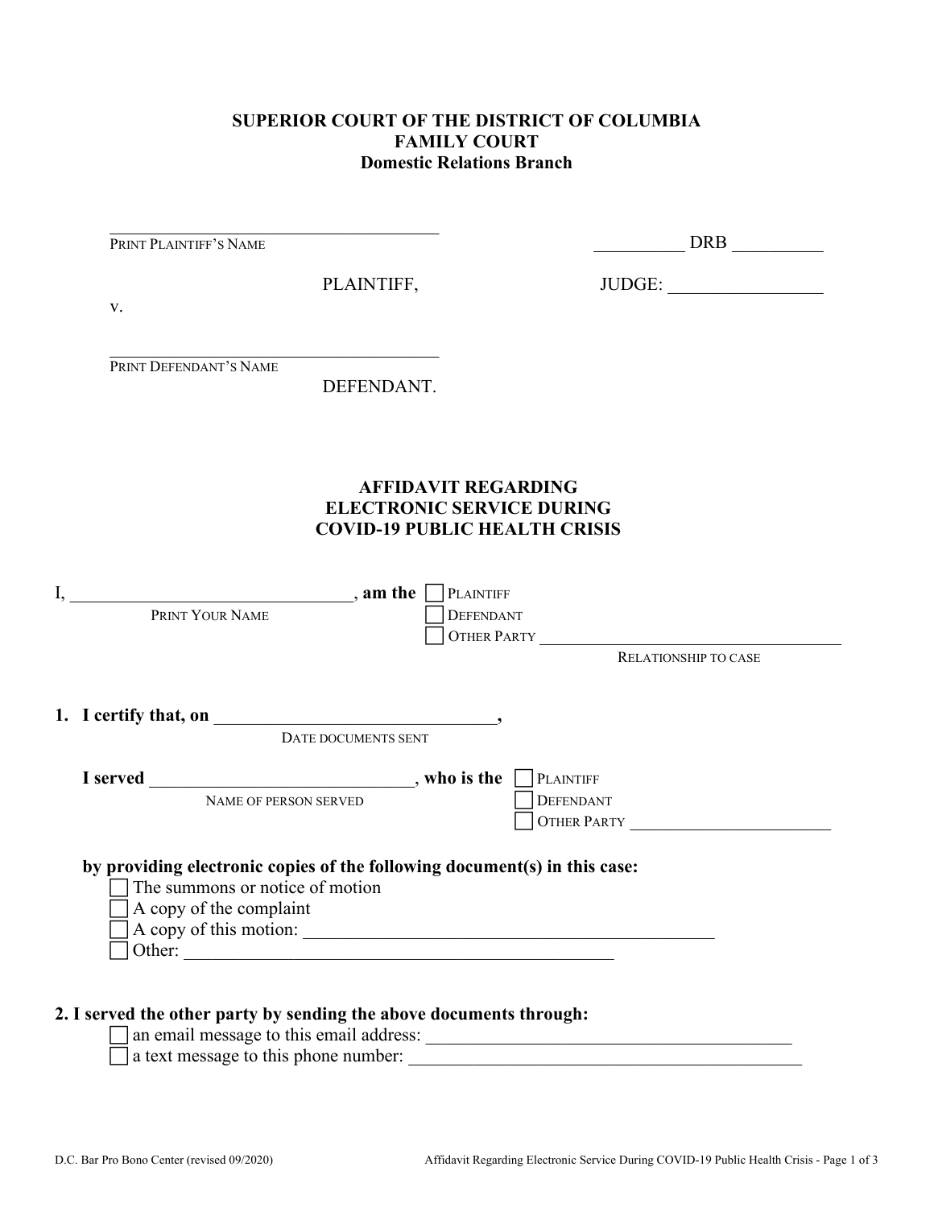**SUPERIOR COURT OF THE DISTRICT OF COLUMBIA**
**FAMILY COURT**
**Domestic Relations Branch**

\_\_\_\_\_\_\_\_\_\_\_\_\_\_\_\_\_\_\_\_\_\_\_\_\_\_\_\_\_\_\_\_\_\_\_\_\_\_\_\_
PRINT PLAINTIFF'S NAME

PLAINTIFF,

v.

\_\_\_\_\_\_\_\_\_\_\_\_\_\_\_\_\_\_\_\_\_\_\_\_\_\_\_\_\_\_\_\_\_\_\_\_\_\_\_\_
PRINT DEFENDANT'S NAME

DEFENDANT.

\_\_\_\_\_\_\_\_\_\_ DRB \_\_\_\_\_\_\_\_\_\_

JUDGE: \_\_\_\_\_\_\_\_\_\_\_\_\_\_\_\_\_

## AFFIDAVIT REGARDING ELECTRONIC SERVICE DURING COVID-19 PUBLIC HEALTH CRISIS

I, \_\_\_\_\_\_\_\_\_\_\_\_\_\_\_\_\_\_\_\_\_\_\_\_\_\_\_\_\_\_\_\_, **am the** ☐ PLAINTIFF ☐ DEFENDANT ☐ OTHER PARTY \_\_\_\_\_\_\_\_\_\_\_\_\_\_\_\_\_\_\_\_\_\_\_\_\_\_\_\_\_\_\_\_\_\_\_\_
PRINT YOUR NAME — RELATIONSHIP TO CASE

**1. I certify that, on** \_\_\_\_\_\_\_\_\_\_\_\_\_\_\_\_\_\_\_\_\_\_\_\_\_\_\_\_\_\_\_\_,
DATE DOCUMENTS SENT

**I served** \_\_\_\_\_\_\_\_\_\_\_\_\_\_\_\_\_\_\_\_\_\_\_\_\_\_\_\_\_\_, **who is the** ☐ PLAINTIFF ☐ DEFENDANT ☐ OTHER PARTY \_\_\_\_\_\_\_\_\_\_\_\_\_\_\_\_\_\_\_\_\_\_\_\_
NAME OF PERSON SERVED

**by providing electronic copies of the following document(s) in this case:**

- ☐ The summons or notice of motion
- ☐ A copy of the complaint
- ☐ A copy of this motion: \_\_\_\_\_\_\_\_\_\_\_\_\_\_\_\_\_\_\_\_\_\_\_\_\_\_\_\_\_\_\_\_\_\_\_\_\_\_\_\_\_\_\_\_\_\_\_
- ☐ Other: \_\_\_\_\_\_\_\_\_\_\_\_\_\_\_\_\_\_\_\_\_\_\_\_\_\_\_\_\_\_\_\_\_\_\_\_\_\_\_\_\_\_\_\_\_\_\_\_\_\_\_

**2. I served the other party by sending the above documents through:**

- ☐ an email message to this email address: \_\_\_\_\_\_\_\_\_\_\_\_\_\_\_\_\_\_\_\_\_\_\_\_\_\_\_\_\_\_\_\_\_\_\_\_\_\_\_\_\_\_
- ☐ a text message to this phone number: \_\_\_\_\_\_\_\_\_\_\_\_\_\_\_\_\_\_\_\_\_\_\_\_\_\_\_\_\_\_\_\_\_\_\_\_\_\_\_\_\_\_\_\_\_

D.C. Bar Pro Bono Center (revised 09/2020)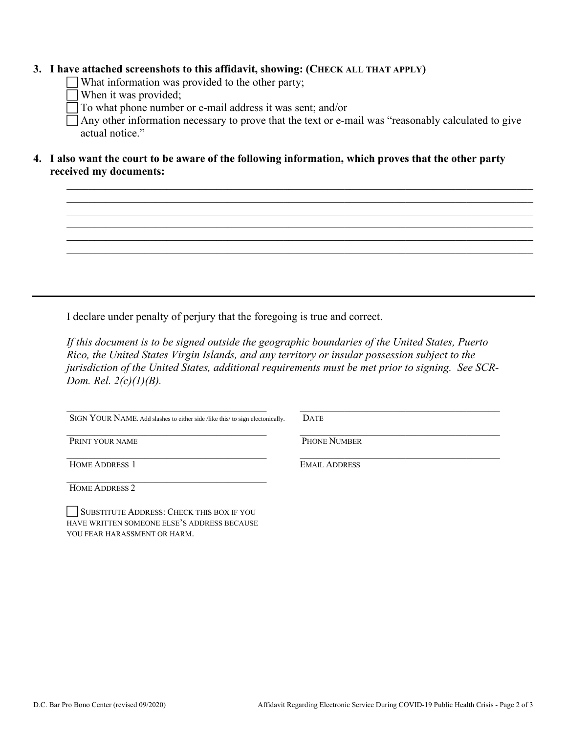**3. I have attached screenshots to this affidavit, showing: (CHECK ALL THAT APPLY)**

- ☐ What information was provided to the other party;
- ☐ When it was provided;
- ☐ To what phone number or e-mail address it was sent; and/or
- ☐ Any other information necessary to prove that the text or e-mail was "reasonably calculated to give actual notice."

**4. I also want the court to be aware of the following information, which proves that the other party received my documents:**

______________________________________________________________________________
______________________________________________________________________________
______________________________________________________________________________
______________________________________________________________________________
______________________________________________________________________________
______________________________________________________________________________

---

I declare under penalty of perjury that the foregoing is true and correct.

*If this document is to be signed outside the geographic boundaries of the United States, Puerto Rico, the United States Virgin Islands, and any territory or insular possession subject to the jurisdiction of the United States, additional requirements must be met prior to signing. See SCR-Dom. Rel. 2(c)(1)(B).*

| | |
|---|---|
| ______________________________ | ______________________________ |
| SIGN YOUR NAME. Add slashes to either side /like this/ to sign electonically. | DATE |
| ______________________________ | ______________________________ |
| PRINT YOUR NAME | PHONE NUMBER |
| ______________________________ | ______________________________ |
| HOME ADDRESS 1 | EMAIL ADDRESS |
| ______________________________ | |
| HOME ADDRESS 2 | |

☐ SUBSTITUTE ADDRESS: CHECK THIS BOX IF YOU HAVE WRITTEN SOMEONE ELSE'S ADDRESS BECAUSE YOU FEAR HARASSMENT OR HARM.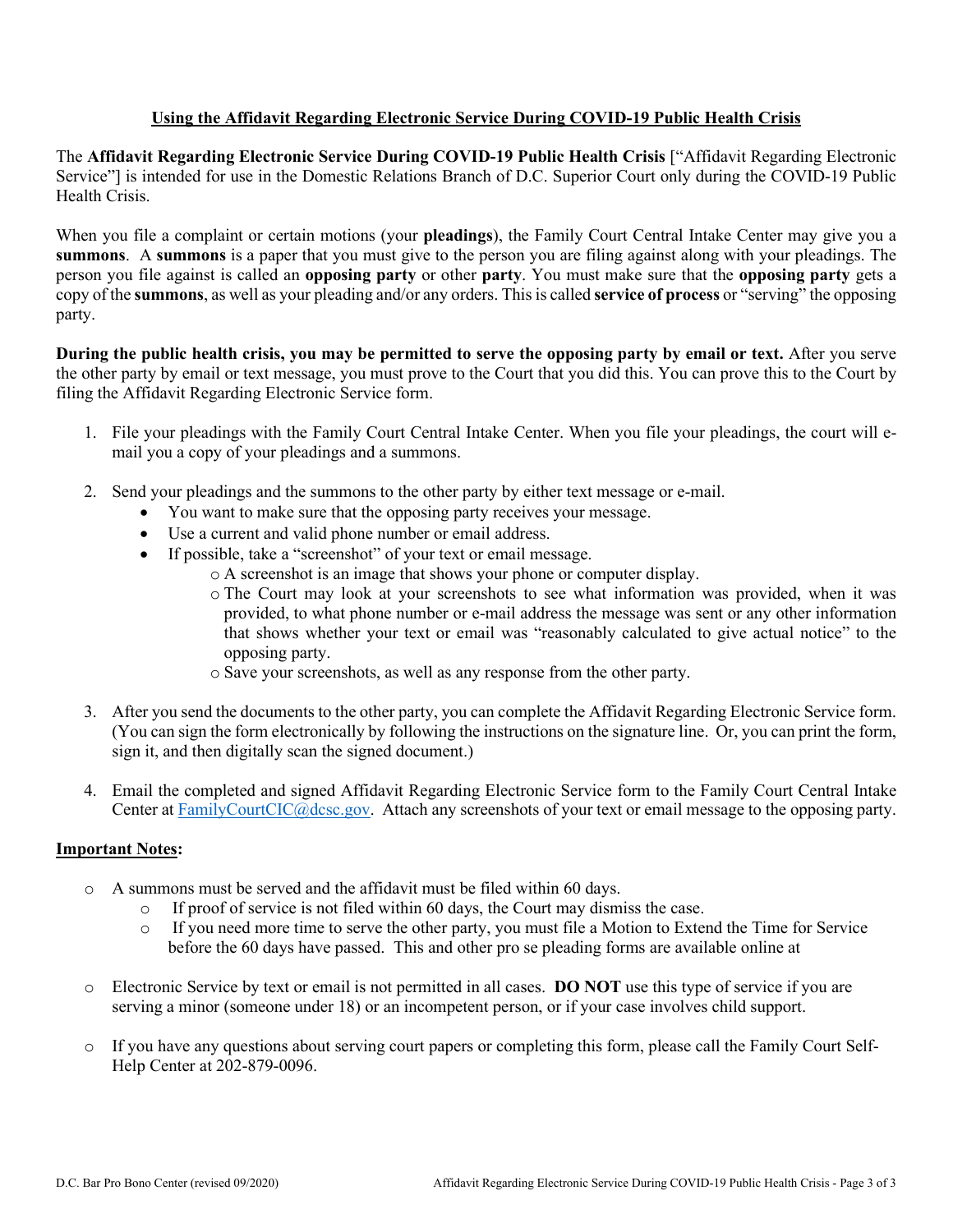## Using the Affidavit Regarding Electronic Service During COVID-19 Public Health Crisis

The **Affidavit Regarding Electronic Service During COVID-19 Public Health Crisis** ["Affidavit Regarding Electronic Service"] is intended for use in the Domestic Relations Branch of D.C. Superior Court only during the COVID-19 Public Health Crisis.

When you file a complaint or certain motions (your **pleadings**), the Family Court Central Intake Center may give you a **summons**. A **summons** is a paper that you must give to the person you are filing against along with your pleadings. The person you file against is called an **opposing party** or other **party**. You must make sure that the **opposing party** gets a copy of the **summons**, as well as your pleading and/or any orders. This is called **service of process** or "serving" the opposing party.

**During the public health crisis, you may be permitted to serve the opposing party by email or text.** After you serve the other party by email or text message, you must prove to the Court that you did this. You can prove this to the Court by filing the Affidavit Regarding Electronic Service form.

1. File your pleadings with the Family Court Central Intake Center. When you file your pleadings, the court will e-mail you a copy of your pleadings and a summons.
2. Send your pleadings and the summons to the other party by either text message or e-mail.
   - You want to make sure that the opposing party receives your message.
   - Use a current and valid phone number or email address.
   - If possible, take a "screenshot" of your text or email message.
     - A screenshot is an image that shows your phone or computer display.
     - The Court may look at your screenshots to see what information was provided, when it was provided, to what phone number or e-mail address the message was sent or any other information that shows whether your text or email was "reasonably calculated to give actual notice" to the opposing party.
     - Save your screenshots, as well as any response from the other party.
3. After you send the documents to the other party, you can complete the Affidavit Regarding Electronic Service form. (You can sign the form electronically by following the instructions on the signature line. Or, you can print the form, sign it, and then digitally scan the signed document.)
4. Email the completed and signed Affidavit Regarding Electronic Service form to the Family Court Central Intake Center at FamilyCourtCIC@dcsc.gov. Attach any screenshots of your text or email message to the opposing party.

**Important Notes:**

- A summons must be served and the affidavit must be filed within 60 days.
  - If proof of service is not filed within 60 days, the Court may dismiss the case.
  - If you need more time to serve the other party, you must file a Motion to Extend the Time for Service before the 60 days have passed. This and other pro se pleading forms are available online at
- Electronic Service by text or email is not permitted in all cases. **DO NOT** use this type of service if you are serving a minor (someone under 18) or an incompetent person, or if your case involves child support.
- If you have any questions about serving court papers or completing this form, please call the Family Court Self-Help Center at 202-879-0096.